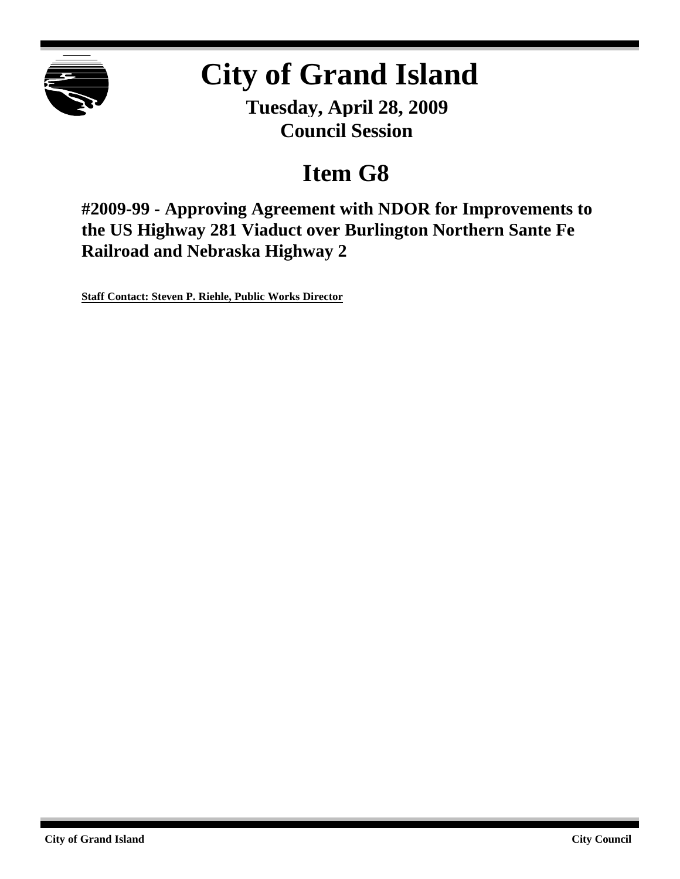# City of Grand Island

**Tuesday, April 28, 2009**
**Council Session**

## Item G8

### #2009-99 - Approving Agreement with NDOR for Improvements to the US Highway 281 Viaduct over Burlington Northern Sante Fe Railroad and Nebraska Highway 2

**Staff Contact: Steven P. Riehle, Public Works Director**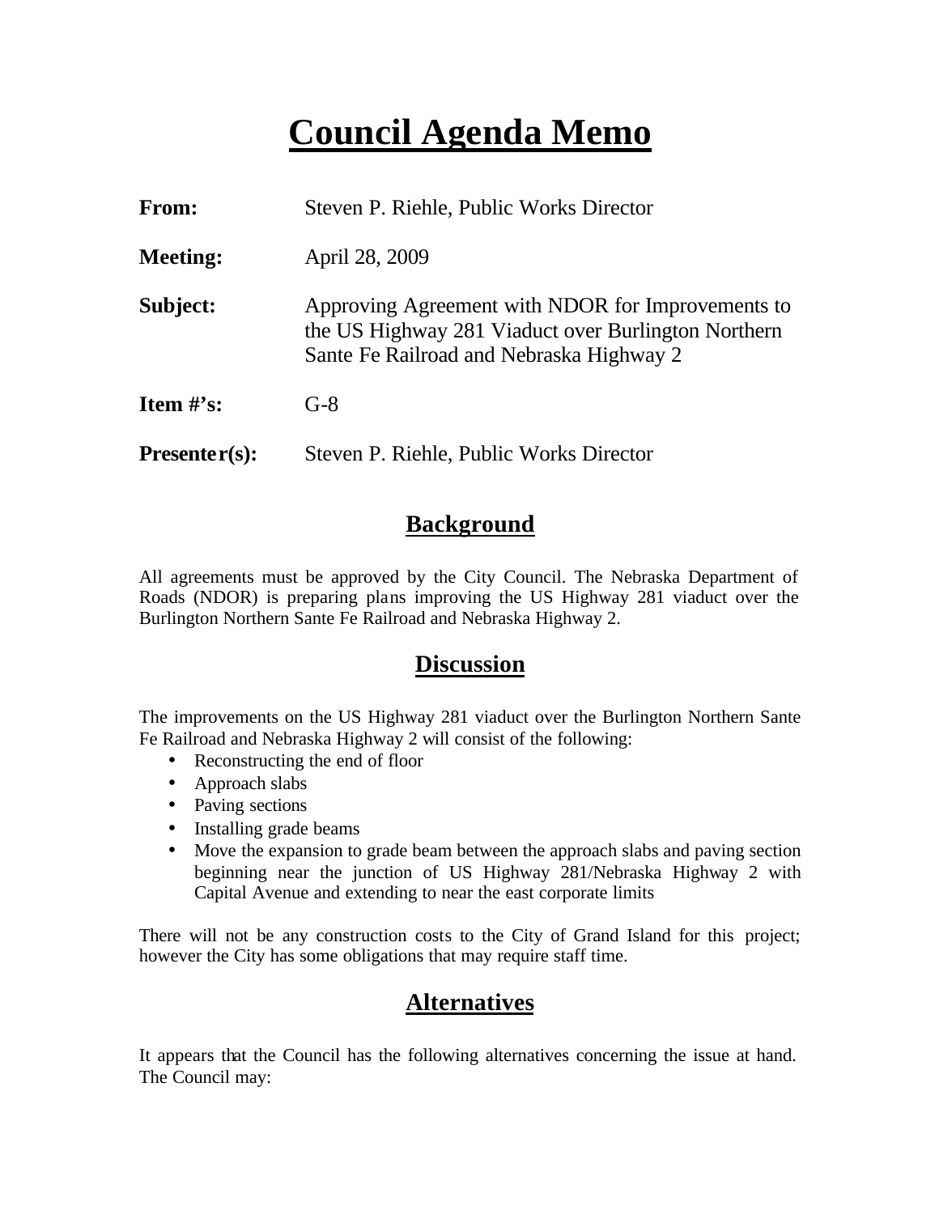# Council Agenda Memo

**From:** Steven P. Riehle, Public Works Director

**Meeting:** April 28, 2009

**Subject:** Approving Agreement with NDOR for Improvements to the US Highway 281 Viaduct over Burlington Northern Sante Fe Railroad and Nebraska Highway 2

**Item #'s:** G-8

**Presenter(s):** Steven P. Riehle, Public Works Director

## Background

All agreements must be approved by the City Council. The Nebraska Department of Roads (NDOR) is preparing plans improving the US Highway 281 viaduct over the Burlington Northern Sante Fe Railroad and Nebraska Highway 2.

## Discussion

The improvements on the US Highway 281 viaduct over the Burlington Northern Sante Fe Railroad and Nebraska Highway 2 will consist of the following:

- Reconstructing the end of floor
- Approach slabs
- Paving sections
- Installing grade beams
- Move the expansion to grade beam between the approach slabs and paving section beginning near the junction of US Highway 281/Nebraska Highway 2 with Capital Avenue and extending to near the east corporate limits

There will not be any construction costs to the City of Grand Island for this project; however the City has some obligations that may require staff time.

## Alternatives

It appears that the Council has the following alternatives concerning the issue at hand. The Council may: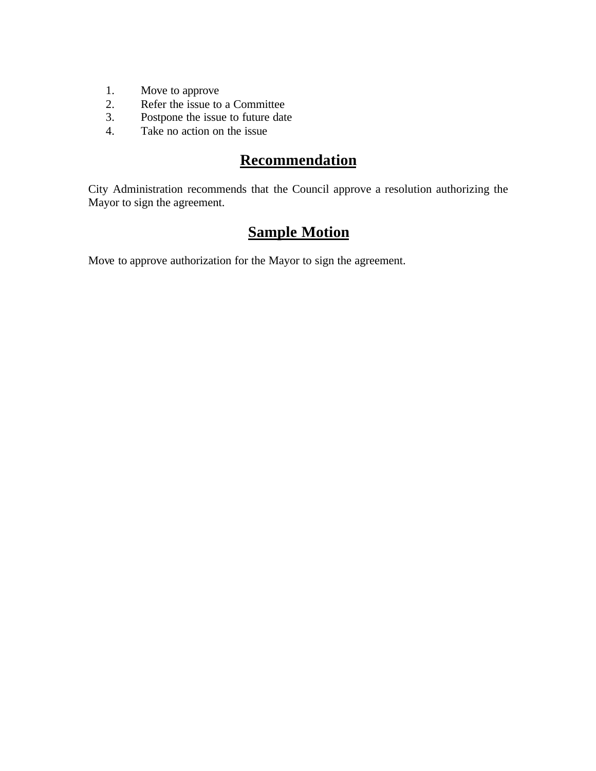1. Move to approve
2. Refer the issue to a Committee
3. Postpone the issue to future date
4. Take no action on the issue

## Recommendation

City Administration recommends that the Council approve a resolution authorizing the Mayor to sign the agreement.

## Sample Motion

Move to approve authorization for the Mayor to sign the agreement.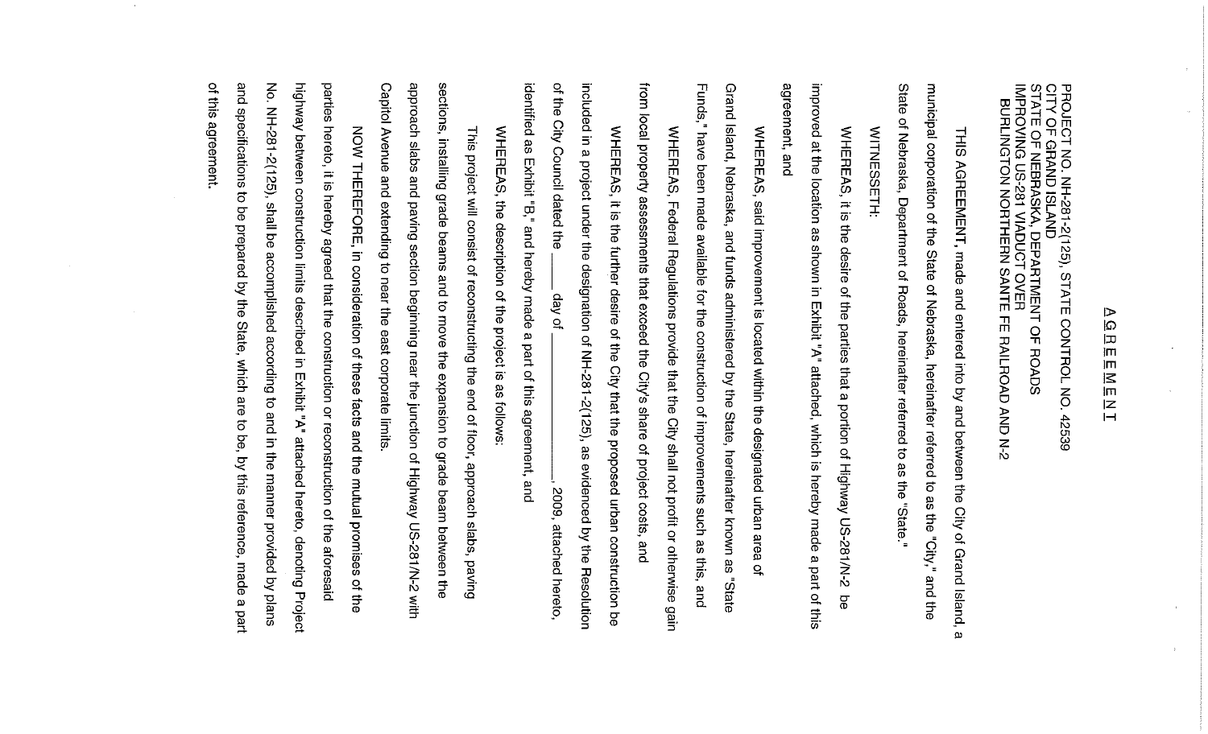# AGREEMENT

PROJECT NO. NH-281-2(125), STATE CONTROL NO. 42539
CITY OF GRAND ISLAND
STATE OF NEBRASKA, DEPARTMENT OF ROADS
IMPROVING US-281 VIADUCT OVER
BURLINGTON NORTHERN SANTE FE RAILROAD AND N-2

**THIS AGREEMENT**, made and entered into by and between the City of Grand Island, a municipal corporation of the State of Nebraska, hereinafter referred to as the "City," and the State of Nebraska, Department of Roads, hereinafter referred to as the "State."

WITNESSETH:

**WHEREAS**, it is the desire of the parties that a portion of Highway US-281/N-2 be improved at the location as shown in Exhibit "A" attached, which is hereby made a part of this agreement, and

**WHEREAS**, said improvement is located within the designated urban area of Grand Island, Nebraska, and funds administered by the State, hereinafter known as "State Funds," have been made available for the construction of improvements such as this, and

**WHEREAS**, Federal Regulations provide that the City shall not profit or otherwise gain from local property assessments that exceed the City's share of project costs, and

**WHEREAS**, it is the further desire of the City that the proposed urban construction be included in a project under the designation of NH-281-2(125), as evidenced by the Resolution of the City Council dated the _____ day of ______________, 2009, attached hereto, identified as Exhibit "B," and hereby made a part of this agreement, and

**WHEREAS**, the description of the project is as follows:

This project will consist of reconstructing the end of floor, approach slabs, paving sections, installing grade beams and to move the expansion to grade beam between the approach slabs and paving section beginning near the junction of Highway US-281/N-2 with Capitol Avenue and extending to near the east corporate limits.

**NOW THEREFORE**, in consideration of these facts and the mutual promises of the parties hereto, it is hereby agreed that the construction or reconstruction of the aforesaid highway between construction limits described in Exhibit "A" attached hereto, denoting Project No. NH-281-2(125), shall be accomplished according to and in the manner provided by plans and specifications to be prepared by the State, which are to be, by this reference, made a part of this agreement.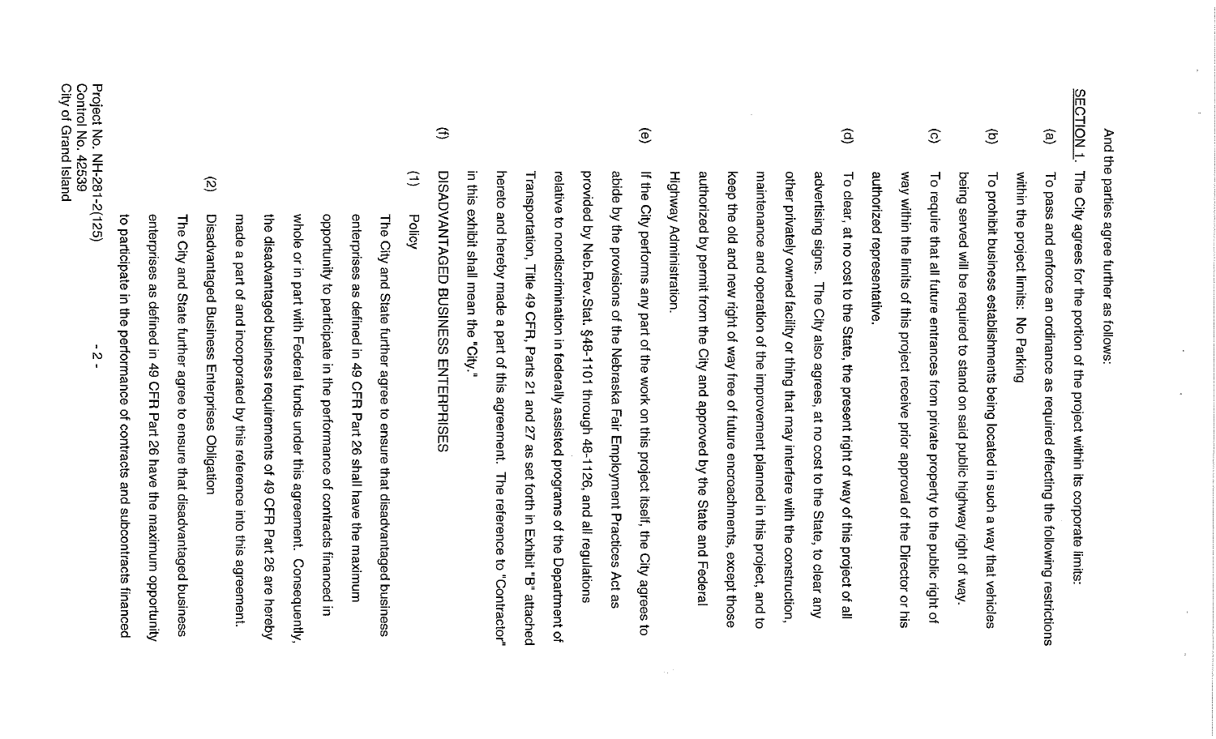And the parties agree further as follows:

SECTION 1. The City agrees for the portion of the project within its corporate limits:

(a) To pass and enforce an ordinance as required effecting the following restrictions within the project limits: No Parking

(b) To prohibit business establishments being located in such a way that vehicles being served will be required to stand on said public highway right of way.

(c) To require that all future entrances from private property to the public right of way within the limits of this project receive prior approval of the Director or his authorized representative.

(d) To clear, at no cost to the State, the present right of way of this project of all advertising signs. The City also agrees, at no cost to the State, to clear any other privately owned facility or thing that may interfere with the construction, maintenance and operation of the improvement planned in this project, and to keep the old and new right of way free of future encroachments, except those authorized by permit from the City and approved by the State and Federal Highway Administration.

(e) If the City performs any part of the work on this project itself, the City agrees to abide by the provisions of the Nebraska Fair Employment Practices Act as provided by Neb.Rev.Stat. §48-1101 through 48-1126, and all regulations relative to nondiscrimination in federally assisted programs of the Department of Transportation, Title 49 CFR, Parts 21 and 27 as set forth in Exhibit "B" attached hereto and hereby made a part of this agreement. The reference to "Contractor" in this exhibit shall mean the "City."

(f) DISADVANTAGED BUSINESS ENTERPRISES

(1) Policy

The City and State further agree to ensure that disadvantaged business enterprises as defined in 49 CFR Part 26 shall have the maximum opportunity to participate in the performance of contracts financed in whole or in part with Federal funds under this agreement. Consequently, the disadvantaged business requirements of 49 CFR Part 26 are hereby made a part of and incorporated by this reference into this agreement.

(2) Disadvantaged Business Enterprises Obligation

The City and State further agree to ensure that disadvantaged business enterprises as defined in 49 CFR Part 26 have the maximum opportunity to participate in the performance of contracts and subcontracts financed

Project No. NH-281-2(125)
Control No. 42539
City of Grand Island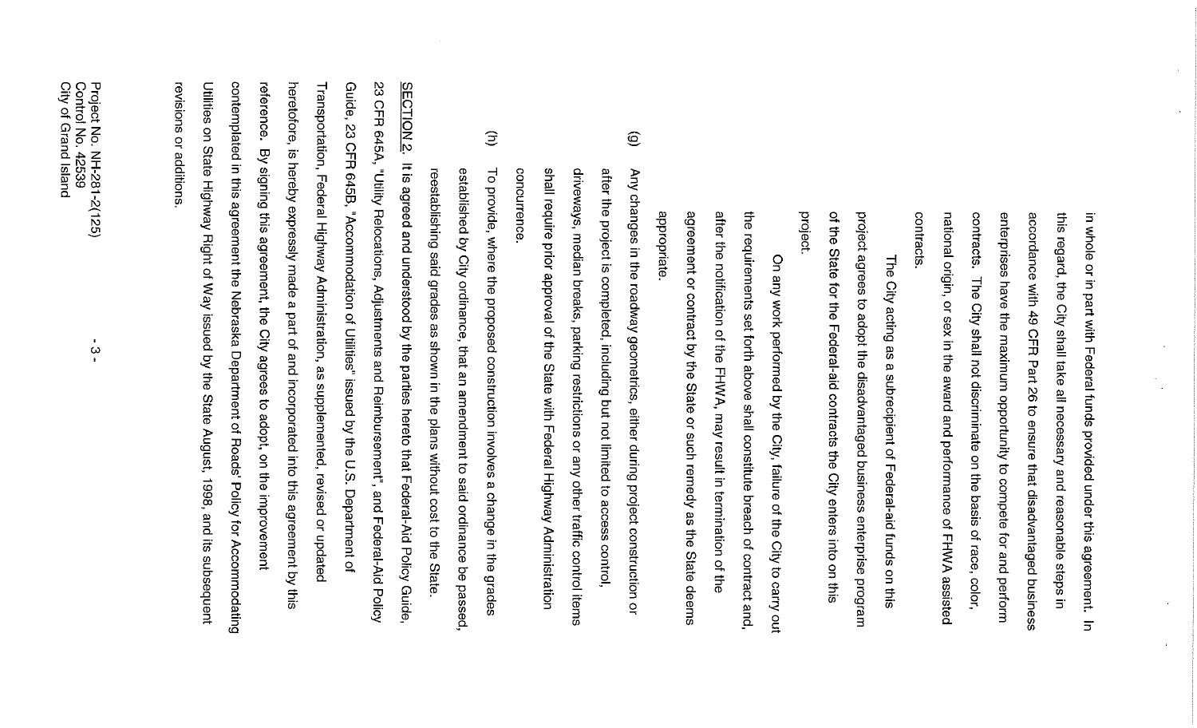in whole or in part with Federal funds provided under this agreement. In this regard, the City shall take all necessary and reasonable steps in accordance with 49 CFR Part 26 to ensure that disadvantaged business enterprises have the maximum opportunity to compete for and perform contracts. The City shall not discriminate on the basis of race, color, national origin, or sex in the award and performance of FHWA assisted contracts.

The City acting as a subrecipient of Federal-aid funds on this project agrees to adopt the disadvantaged business enterprise program of the State for the Federal-aid contracts the City enters into on this project.

On any work performed by the City, failure of the City to carry out the requirements set forth above shall constitute breach of contract and, after the notification of the FHWA, may result in termination of the agreement or contract by the State or such remedy as the State deems appropriate.

(g) Any changes in the roadway geometrics, either during project construction or after the project is completed, including but not limited to access control, driveways, median breaks, parking restrictions or any other traffic control items shall require prior approval of the State with Federal Highway Administration concurrence.

(h) To provide, where the proposed construction involves a change in the grades established by City ordinance, that an amendment to said ordinance be passed, reestablishing said grades as shown in the plans without cost to the State.

<u>SECTION 2.</u> It is agreed and understood by the parties hereto that Federal-Aid Policy Guide, 23 CFR 645A, "Utility Relocations, Adjustments and Reimbursement", and Federal-Aid Policy Guide, 23 CFR 645B, "Accommodation of Utilities" issued by the U.S. Department of Transportation, Federal Highway Administration, as supplemented, revised or updated heretofore, is hereby expressly made a part of and incorporated into this agreement by this reference. By signing this agreement, the City agrees to adopt, on the improvement contemplated in this agreement the Nebraska Department of Roads' Policy for Accommodating Utilities on State Highway Right of Way issued by the State August, 1998, and its subsequent revisions or additions.

Project No. NH-281-2(125)
Control No. 42539
City of Grand Island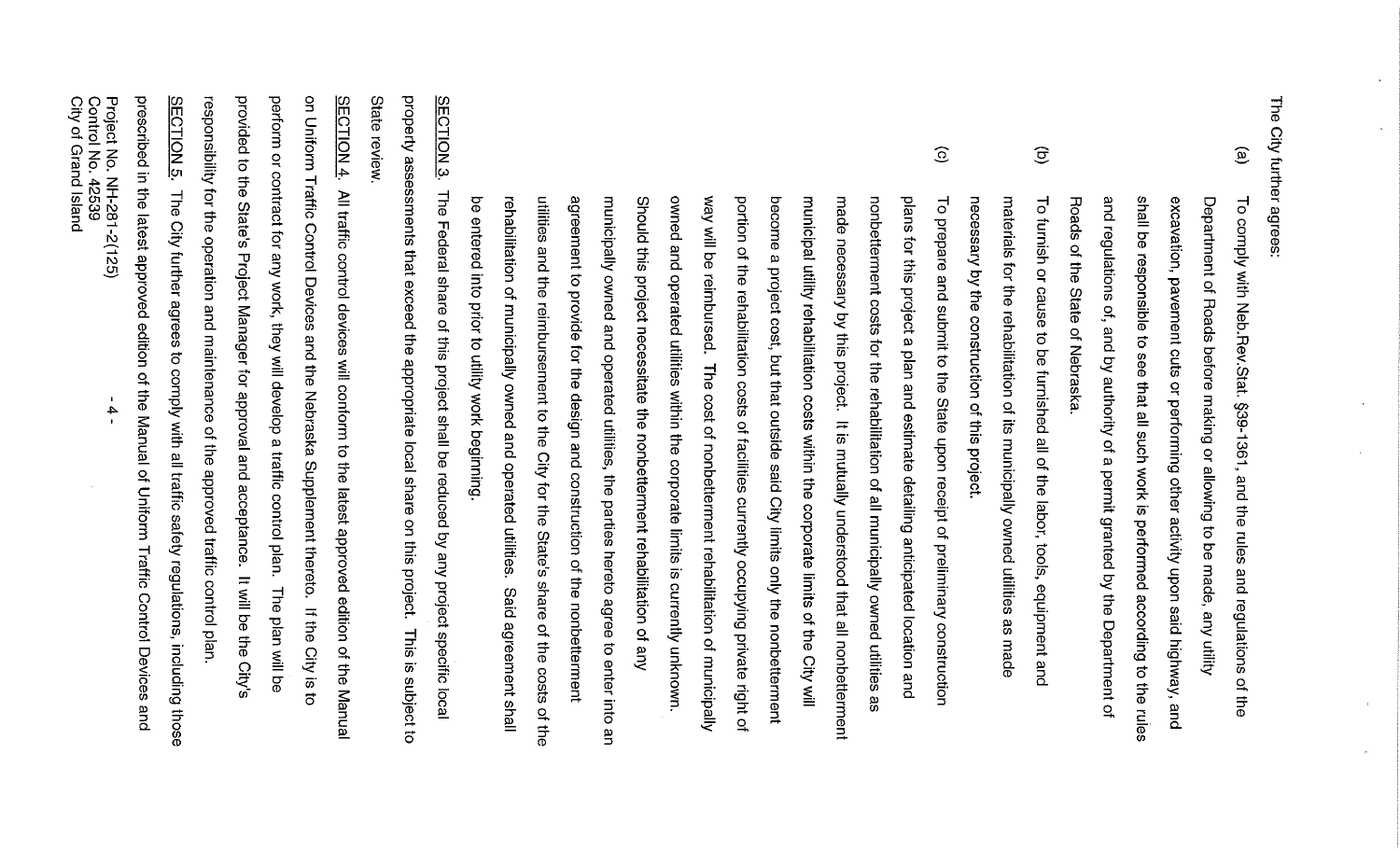The City further agrees:

(a) To comply with Neb.Rev.Stat. §39-1361, and the rules and regulations of the Department of Roads before making or allowing to be made, any utility excavation, pavement cuts or performing other activity upon said highway, and shall be responsible to see that all such work is performed according to the rules and regulations of, and by authority of a permit granted by the Department of Roads of the State of Nebraska.

(b) To furnish or cause to be furnished all of the labor, tools, equipment and materials for the rehabilitation of its municipally owned utilities as made necessary by the construction of this project.

(c) To prepare and submit to the State upon receipt of preliminary construction plans for this project a plan and estimate detailing anticipated location and nonbetterment costs for the rehabilitation of all municipally owned utilities as made necessary by this project. It is mutually understood that all nonbetterment municipal utility rehabilitation costs within the corporate limits of the City will become a project cost, but that outside said City limits only the nonbetterment portion of the rehabilitation costs of facilities currently occupying private right of way will be reimbursed. The cost of nonbetterment rehabilitation of municipally owned and operated utilities within the corporate limits is currently unknown. Should this project necessitate the nonbetterment rehabilitation of any municipally owned and operated utilities, the parties hereto agree to enter into an agreement to provide for the design and construction of the nonbetterment utilities and the reimbursement to the City for the State's share of the costs of the rehabilitation of municipally owned and operated utilities. Said agreement shall be entered into prior to utility work beginning.

SECTION 3. The Federal share of this project shall be reduced by any project specific local property assessments that exceed the appropriate local share on this project. This is subject to State review.

SECTION 4. All traffic control devices will conform to the latest approved edition of the Manual on Uniform Traffic Control Devices and the Nebraska Supplement thereto. If the City is to perform or contract for any work, they will develop a traffic control plan. The plan will be provided to the State's Project Manager for approval and acceptance. It will be the City's responsibility for the operation and maintenance of the approved traffic control plan.

SECTION 5. The City further agrees to comply with all traffic safety regulations, including those prescribed in the latest approved edition of the Manual of Uniform Traffic Control Devices and

Project No. NH-281-2(125)
Control No. 42539
City of Grand Island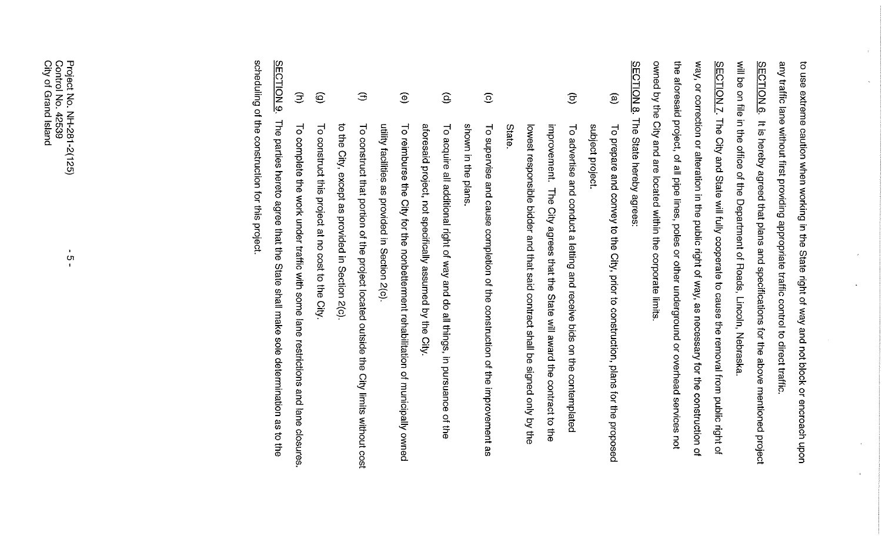to use extreme caution when working in the State right of way and not block or encroach upon any traffic lane without first providing appropriate traffic control to direct traffic.

SECTION 6. It is hereby agreed that plans and specifications for the above mentioned project will be on file in the office of the Department of Roads, Lincoln, Nebraska.

SECTION 7. The City and State will fully cooperate to cause the removal from public right of way, or correction or alteration in the public right of way, as necessary for the construction of the aforesaid project, of all pipe lines, poles or other underground or overhead services not owned by the City and are located within the corporate limits.

SECTION 8. The State hereby agrees:

(a) To prepare and convey to the City, prior to construction, plans for the proposed subject project.

(b) To advertise and conduct a letting and receive bids on the contemplated improvement. The City agrees that the State will award the contract to the lowest responsible bidder and that said contract shall be signed only by the State.

(c) To supervise and cause completion of the construction of the improvement as shown in the plans.

(d) To acquire all additional right of way and do all things, in pursuance of the aforesaid project, not specifically assumed by the City.

(e) To reimburse the City for the nonbetterment rehabilitation of municipally owned utility facilities as provided in Section 2(c).

(f) To construct that portion of the project located outside the City limits without cost to the City, except as provided in Section 2(c).

(g) To construct this project at no cost to the City.

(h) To complete the work under traffic with some lane restrictions and lane closures.

SECTION 9. The parties hereto agree that the State shall make sole determination as to the scheduling of the construction for this project.

Project No. NH-281-2(125)
Control No. 42539
City of Grand Island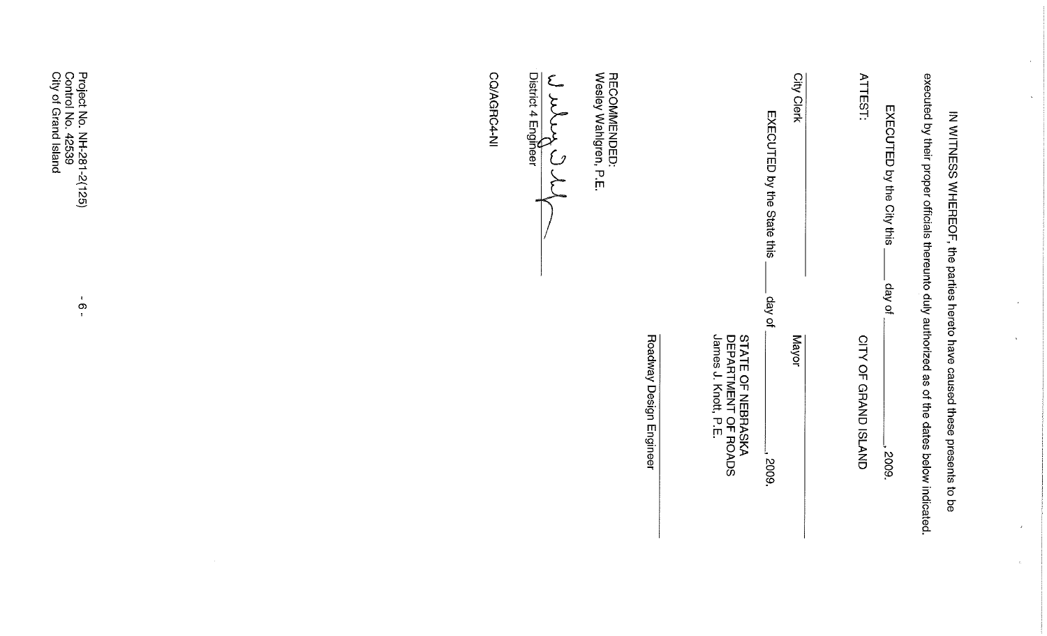IN WITNESS WHEREOF, the parties hereto have caused these presents to be executed by their proper officials thereunto duly authorized as of the dates below indicated.

EXECUTED by the City this ____ day of ______________, 2009.

ATTEST: CITY OF GRAND ISLAND

______________________
City Clerk

______________________
Mayor

EXECUTED by the State this ____ day of ______________, 2009.

STATE OF NEBRASKA
DEPARTMENT OF ROADS
James J. Knott, P.E.

______________________
Roadway Design Engineer

RECOMMENDED:
Wesley Wahlgren, P.E.

______________________
District 4 Engineer

CQ/AGRC4-NI

Project No. NH-281-2(125)
Control No. 42539
City of Grand Island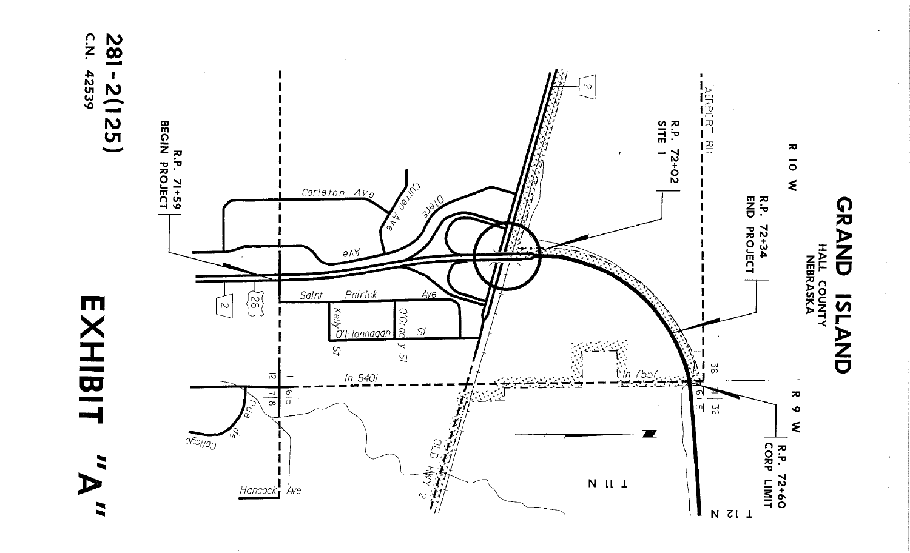# GRAND ISLAND

HALL COUNTY
NEBRASKA

281-2(125)
C.N. 42539

R.P. 71+59
BEGIN PROJECT

R.P. 72+02
SITE 1

R.P. 72+34
END PROJECT

R.P. 72+60
CORP LIMIT

R 10 W

R 9 W

T 11 N

T 12 N

AIRPORT RD

Carleton Ave

Curren Ave

Diers Ave

Saint Patrick Ave

Kelly St

O'Flannagan St

O'Grady St

In 5401

In 7557

OLD HWY 2

Rue de College

Hancock Ave

2

281

36 31 32

6 5

12 7 8

1 6 5

# EXHIBIT "A"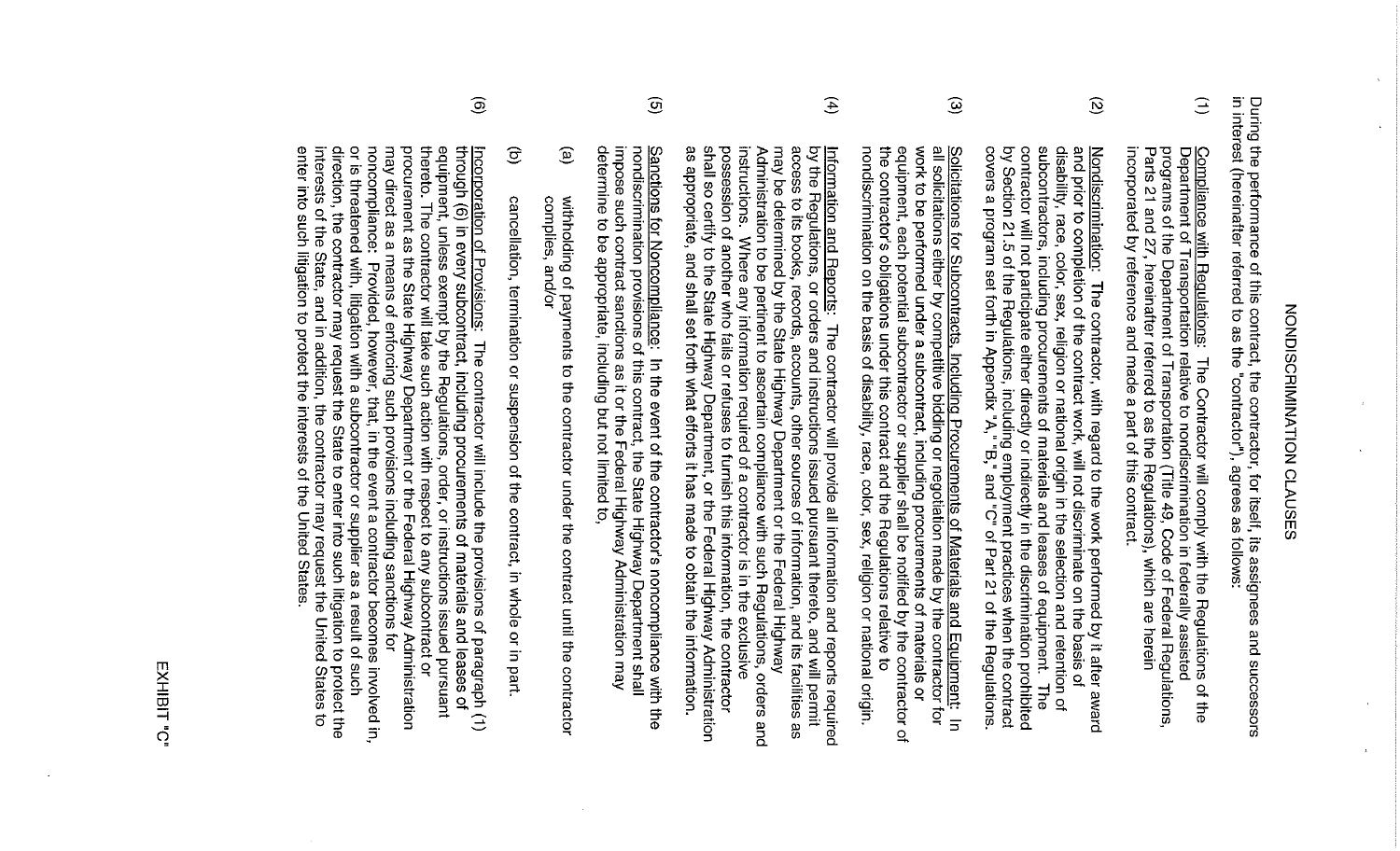# NONDISCRIMINATION CLAUSES

During the performance of this contract, the contractor, for itself, its assignees and successors in interest (hereinafter referred to as the "contractor"), agrees as follows:

(1) Compliance with Regulations: The Contractor will comply with the Regulations of the Department of Transportation relative to nondiscrimination in federally assisted programs of the Department of Transportation (Title 49, Code of Federal Regulations, Parts 21 and 27, hereinafter referred to as the Regulations), which are herein incorporated by reference and made a part of this contract.

(2) Nondiscrimination: The contractor, with regard to the work performed by it after award and prior to completion of the contract work, will not discriminate on the basis of disability, race, color, sex, religion or national origin in the selection and retention of subcontractors, including procurements of materials and leases of equipment. The contractor will not participate either directly or indirectly in the discrimination prohibited by Section 21.5 of the Regulations, including employment practices when the contract covers a program set forth in Appendix "A," "B," and "C" of Part 21 of the Regulations.

(3) Solicitations for Subcontracts, Including Procurements of Materials and Equipment: In all solicitations either by competitive bidding or negotiation made by the contractor for work to be performed under a subcontract, including procurements of materials or equipment, each potential subcontractor or supplier shall be notified by the contractor of the contractor's obligations under this contract and the Regulations relative to nondiscrimination on the basis of disability, race, color, sex, religion or national origin.

(4) Information and Reports: The contractor will provide all information and reports required by the Regulations, or orders and instructions issued pursuant thereto, and will permit access to its books, records, accounts, other sources of information, and its facilities as may be determined by the State Highway Department or the Federal Highway Administration to be pertinent to ascertain compliance with such Regulations, orders and instructions. Where any information required of a contractor is in the exclusive possession of another who fails or refuses to furnish this information, the contractor shall so certify to the State Highway Department, or the Federal Highway Administration as appropriate, and shall set forth what efforts it has made to obtain the information.

(5) Sanctions for Noncompliance: In the event of the contractor's noncompliance with the nondiscrimination provisions of this contract, the State Highway Department shall impose such contract sanctions as it or the Federal Highway Administration may determine to be appropriate, including but not limited to,

(a) withholding of payments to the contractor under the contract until the contractor complies, and/or

(b) cancellation, termination or suspension of the contract, in whole or in part.

(6) Incorporation of Provisions: The contractor will include the provisions of paragraph (1) through (6) in every subcontract, including procurements of materials and leases of equipment, unless exempt by the Regulations, order, or instructions issued pursuant thereto. The contractor will take such action with respect to any subcontract or procurement as the State Highway Department or the Federal Highway Administration may direct as a means of enforcing such provisions including sanctions for noncompliance: Provided, however, that, in the event a contractor becomes involved in, or is threatened with, litigation with a subcontractor or supplier as a result of such direction, the contractor may request the State to enter into such litigation to protect the interests of the State, and in addition, the contractor may request the United States to enter into such litigation to protect the interests of the United States.

EXHIBIT "C"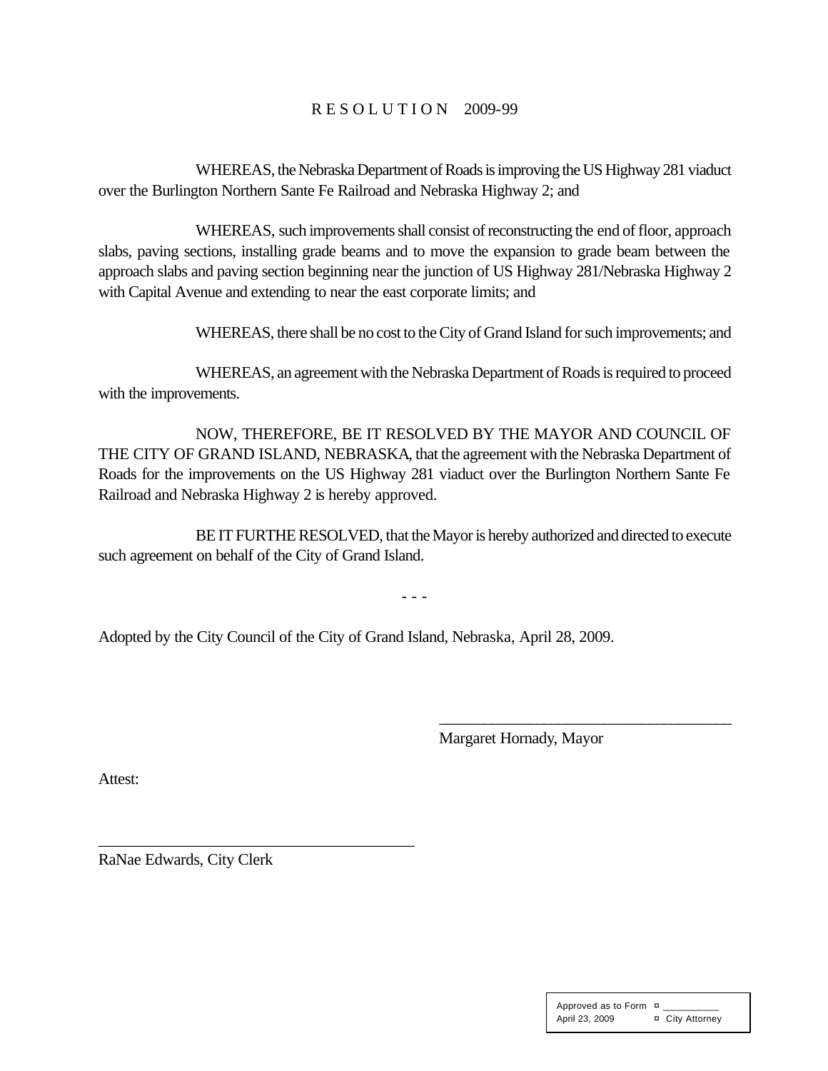# R E S O L U T I O N 2009-99

WHEREAS, the Nebraska Department of Roads is improving the US Highway 281 viaduct over the Burlington Northern Sante Fe Railroad and Nebraska Highway 2; and

WHEREAS, such improvements shall consist of reconstructing the end of floor, approach slabs, paving sections, installing grade beams and to move the expansion to grade beam between the approach slabs and paving section beginning near the junction of US Highway 281/Nebraska Highway 2 with Capital Avenue and extending to near the east corporate limits; and

WHEREAS, there shall be no cost to the City of Grand Island for such improvements; and

WHEREAS, an agreement with the Nebraska Department of Roads is required to proceed with the improvements.

NOW, THEREFORE, BE IT RESOLVED BY THE MAYOR AND COUNCIL OF THE CITY OF GRAND ISLAND, NEBRASKA, that the agreement with the Nebraska Department of Roads for the improvements on the US Highway 281 viaduct over the Burlington Northern Sante Fe Railroad and Nebraska Highway 2 is hereby approved.

BE IT FURTHE RESOLVED, that the Mayor is hereby authorized and directed to execute such agreement on behalf of the City of Grand Island.

- - -

Adopted by the City Council of the City of Grand Island, Nebraska, April 28, 2009.

_____________________________________
Margaret Hornady, Mayor

Attest:

_________________________________________
RaNae Edwards, City Clerk

Approved as to Form ¤ __________
April 23, 2009 ¤ City Attorney